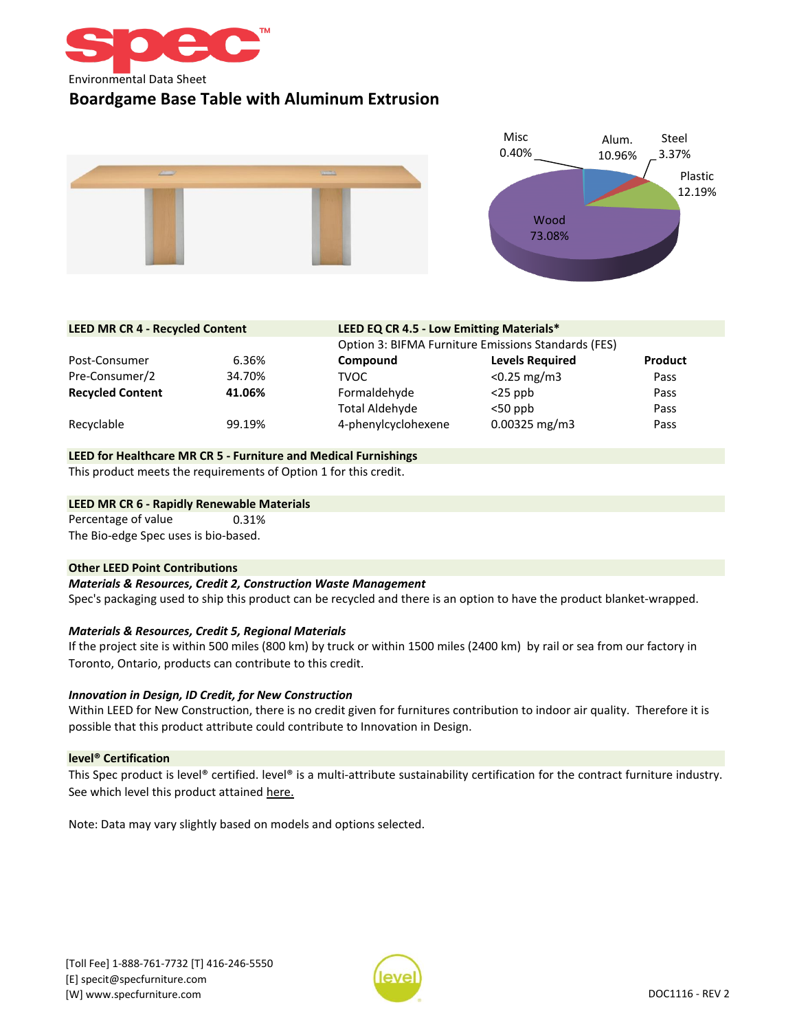spec™

Environmental Data Sheet

# Boardgame Base Table with Aluminum Extrusion

Misc 0.40%
Alum. 10.96%
Steel 3.37%
Plastic 12.19%
Wood 73.08%

## LEED MR CR 4 - Recycled Content

| | |
|---|---|
| Post-Consumer | 6.36% |
| Pre-Consumer/2 | 34.70% |
| **Recycled Content** | **41.06%** |
| Recyclable | 99.19% |

## LEED EQ CR 4.5 - Low Emitting Materials*

Option 3: BIFMA Furniture Emissions Standards (FES)

| Compound | Levels Required | Product |
|---|---|---|
| TVOC | <0.25 mg/m3 | Pass |
| Formaldehyde | <25 ppb | Pass |
| Total Aldehyde | <50 ppb | Pass |
| 4-phenylcyclohexene | 0.00325 mg/m3 | Pass |

## LEED for Healthcare MR CR 5 - Furniture and Medical Furnishings

This product meets the requirements of Option 1 for this credit.

## LEED MR CR 6 - Rapidly Renewable Materials

Percentage of value 0.31%

The Bio-edge Spec uses is bio-based.

## Other LEED Point Contributions

***Materials & Resources, Credit 2, Construction Waste Management***

Spec's packaging used to ship this product can be recycled and there is an option to have the product blanket-wrapped.

***Materials & Resources, Credit 5, Regional Materials***

If the project site is within 500 miles (800 km) by truck or within 1500 miles (2400 km) by rail or sea from our factory in Toronto, Ontario, products can contribute to this credit.

***Innovation in Design, ID Credit, for New Construction***

Within LEED for New Construction, there is no credit given for furnitures contribution to indoor air quality. Therefore it is possible that this product attribute could contribute to Innovation in Design.

## level® Certification

This Spec product is level® certified. level® is a multi-attribute sustainability certification for the contract furniture industry. See which level this product attained here.

Note: Data may vary slightly based on models and options selected.

[Toll Fee] 1-888-761-7732 [T] 416-246-5550
[E] specit@specfurniture.com
[W] www.specfurniture.com

level

DOC1116 - REV 2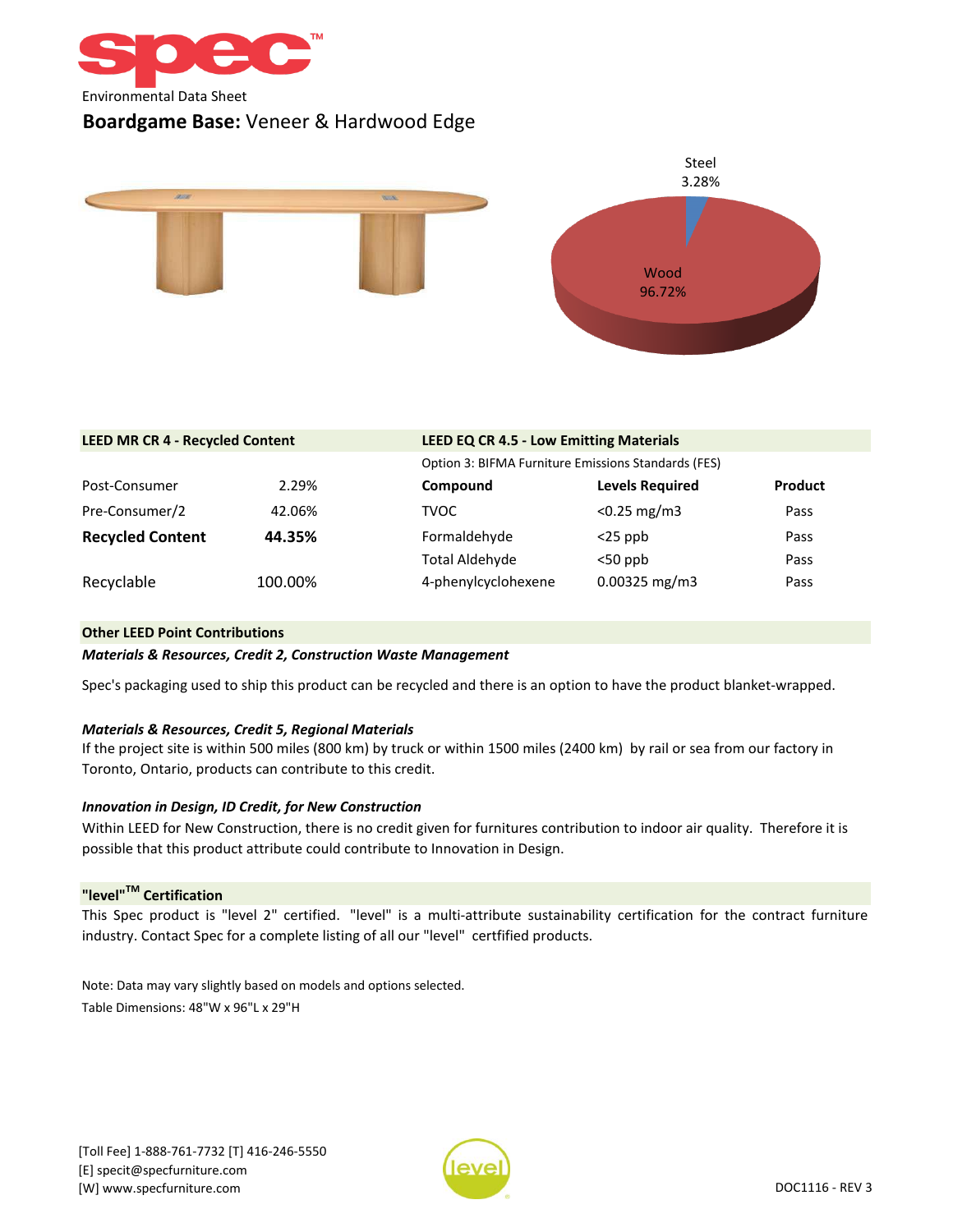Environmental Data Sheet

# **Boardgame Base:** Veneer & Hardwood Edge

Steel
3.28%

Wood
96.72%

| **LEED MR CR 4 - Recycled Content** | |
|---|---|
| Post-Consumer | 2.29% |
| Pre-Consumer/2 | 42.06% |
| **Recycled Content** | **44.35%** |
| Recyclable | 100.00% |

**LEED EQ CR 4.5 - Low Emitting Materials**

Option 3: BIFMA Furniture Emissions Standards (FES)

| **Compound** | **Levels Required** | **Product** |
|---|---|---|
| TVOC | <0.25 mg/m3 | Pass |
| Formaldehyde | <25 ppb | Pass |
| Total Aldehyde | <50 ppb | Pass |
| 4-phenylcyclohexene | 0.00325 mg/m3 | Pass |

## Other LEED Point Contributions

***Materials & Resources, Credit 2, Construction Waste Management***

Spec's packaging used to ship this product can be recycled and there is an option to have the product blanket-wrapped.

***Materials & Resources, Credit 5, Regional Materials***

If the project site is within 500 miles (800 km) by truck or within 1500 miles (2400 km) by rail or sea from our factory in Toronto, Ontario, products can contribute to this credit.

***Innovation in Design, ID Credit, for New Construction***

Within LEED for New Construction, there is no credit given for furnitures contribution to indoor air quality. Therefore it is possible that this product attribute could contribute to Innovation in Design.

## "level"™ Certification

This Spec product is "level 2" certified. "level" is a multi-attribute sustainability certification for the contract furniture industry. Contact Spec for a complete listing of all our "level" certfified products.

Note: Data may vary slightly based on models and options selected.
Table Dimensions: 48"W x 96"L x 29"H

[Toll Fee] 1-888-761-7732 [T] 416-246-5550
[E] specit@specfurniture.com
[W] www.specfurniture.com

DOC1116 - REV 3